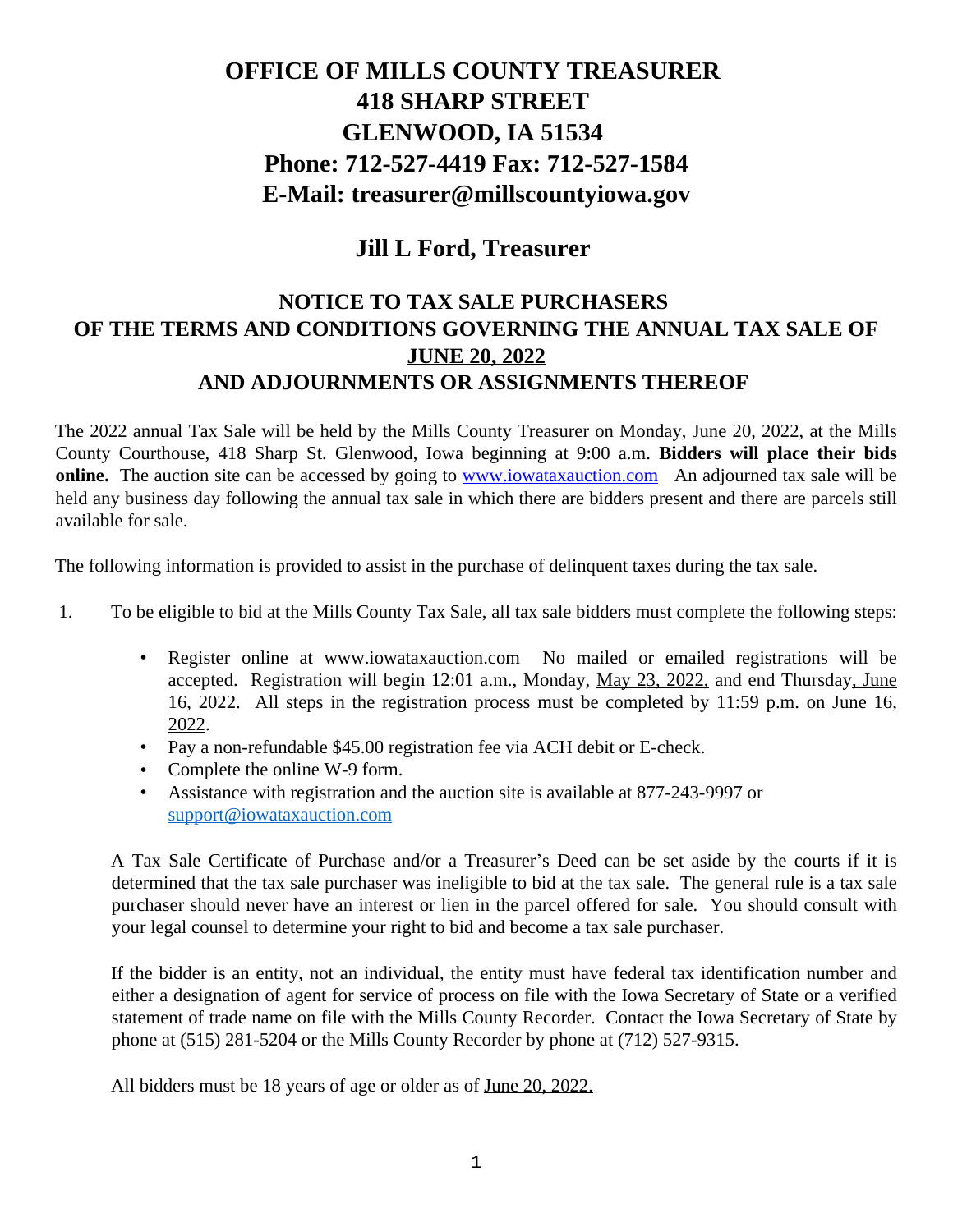# OFFICE OF MILLS COUNTY TREASURER
# 418 SHARP STREET
# GLENWOOD, IA 51534
# Phone: 712-527-4419 Fax: 712-527-1584
# E-Mail: treasurer@millscountyiowa.gov

## Jill L Ford, Treasurer

### NOTICE TO TAX SALE PURCHASERS OF THE TERMS AND CONDITIONS GOVERNING THE ANNUAL TAX SALE OF JUNE 20, 2022 AND ADJOURNMENTS OR ASSIGNMENTS THEREOF

The 2022 annual Tax Sale will be held by the Mills County Treasurer on Monday, June 20, 2022, at the Mills County Courthouse, 418 Sharp St. Glenwood, Iowa beginning at 9:00 a.m. **Bidders will place their bids online.** The auction site can be accessed by going to www.iowataxauction.com An adjourned tax sale will be held any business day following the annual tax sale in which there are bidders present and there are parcels still available for sale.

The following information is provided to assist in the purchase of delinquent taxes during the tax sale.

1. To be eligible to bid at the Mills County Tax Sale, all tax sale bidders must complete the following steps:

   - Register online at www.iowataxauction.com No mailed or emailed registrations will be accepted. Registration will begin 12:01 a.m., Monday, May 23, 2022, and end Thursday, June 16, 2022. All steps in the registration process must be completed by 11:59 p.m. on June 16, 2022.
   - Pay a non-refundable $45.00 registration fee via ACH debit or E-check.
   - Complete the online W-9 form.
   - Assistance with registration and the auction site is available at 877-243-9997 or support@iowataxauction.com

   A Tax Sale Certificate of Purchase and/or a Treasurer's Deed can be set aside by the courts if it is determined that the tax sale purchaser was ineligible to bid at the tax sale. The general rule is a tax sale purchaser should never have an interest or lien in the parcel offered for sale. You should consult with your legal counsel to determine your right to bid and become a tax sale purchaser.

   If the bidder is an entity, not an individual, the entity must have federal tax identification number and either a designation of agent for service of process on file with the Iowa Secretary of State or a verified statement of trade name on file with the Mills County Recorder. Contact the Iowa Secretary of State by phone at (515) 281-5204 or the Mills County Recorder by phone at (712) 527-9315.

   All bidders must be 18 years of age or older as of June 20, 2022.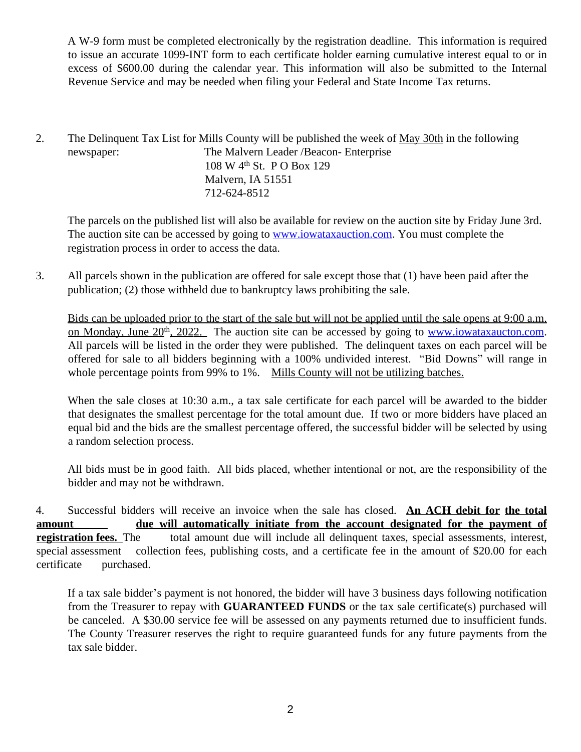A W-9 form must be completed electronically by the registration deadline. This information is required to issue an accurate 1099-INT form to each certificate holder earning cumulative interest equal to or in excess of $600.00 during the calendar year. This information will also be submitted to the Internal Revenue Service and may be needed when filing your Federal and State Income Tax returns.

2. The Delinquent Tax List for Mills County will be published the week of May 30th in the following newspaper:

   The Malvern Leader /Beacon- Enterprise
   108 W 4th St. P O Box 129
   Malvern, IA 51551
   712-624-8512

   The parcels on the published list will also be available for review on the auction site by Friday June 3rd. The auction site can be accessed by going to www.iowataxauction.com. You must complete the registration process in order to access the data.

3. All parcels shown in the publication are offered for sale except those that (1) have been paid after the publication; (2) those withheld due to bankruptcy laws prohibiting the sale.

   Bids can be uploaded prior to the start of the sale but will not be applied until the sale opens at 9:00 a.m. on Monday, June 20th, 2022. The auction site can be accessed by going to www.iowataxaucton.com. All parcels will be listed in the order they were published. The delinquent taxes on each parcel will be offered for sale to all bidders beginning with a 100% undivided interest. "Bid Downs" will range in whole percentage points from 99% to 1%. Mills County will not be utilizing batches.

   When the sale closes at 10:30 a.m., a tax sale certificate for each parcel will be awarded to the bidder that designates the smallest percentage for the total amount due. If two or more bidders have placed an equal bid and the bids are the smallest percentage offered, the successful bidder will be selected by using a random selection process.

   All bids must be in good faith. All bids placed, whether intentional or not, are the responsibility of the bidder and may not be withdrawn.

4. Successful bidders will receive an invoice when the sale has closed. **An ACH debit for the total amount due will automatically initiate from the account designated for the payment of registration fees.** The total amount due will include all delinquent taxes, special assessments, interest, special assessment collection fees, publishing costs, and a certificate fee in the amount of $20.00 for each certificate purchased.

   If a tax sale bidder's payment is not honored, the bidder will have 3 business days following notification from the Treasurer to repay with **GUARANTEED FUNDS** or the tax sale certificate(s) purchased will be canceled. A $30.00 service fee will be assessed on any payments returned due to insufficient funds. The County Treasurer reserves the right to require guaranteed funds for any future payments from the tax sale bidder.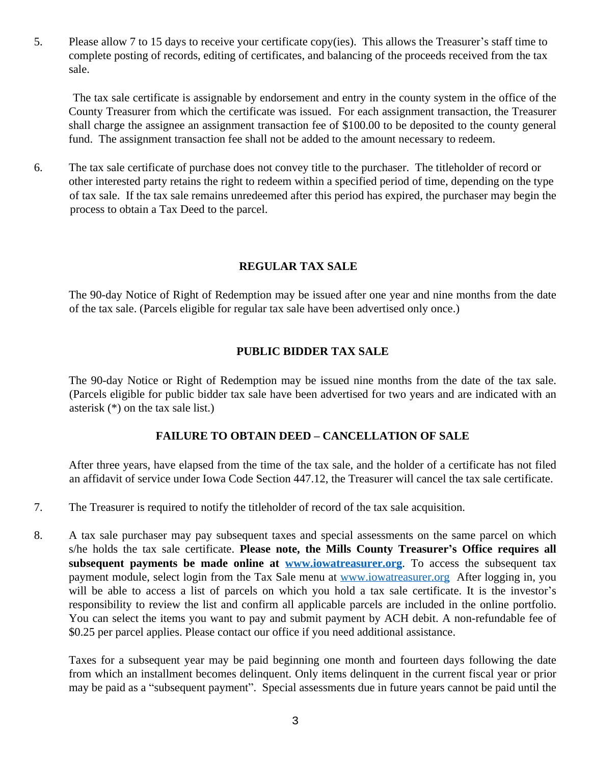5. Please allow 7 to 15 days to receive your certificate copy(ies). This allows the Treasurer's staff time to complete posting of records, editing of certificates, and balancing of the proceeds received from the tax sale.

   The tax sale certificate is assignable by endorsement and entry in the county system in the office of the County Treasurer from which the certificate was issued. For each assignment transaction, the Treasurer shall charge the assignee an assignment transaction fee of $100.00 to be deposited to the county general fund. The assignment transaction fee shall not be added to the amount necessary to redeem.

6. The tax sale certificate of purchase does not convey title to the purchaser. The titleholder of record or other interested party retains the right to redeem within a specified period of time, depending on the type of tax sale. If the tax sale remains unredeemed after this period has expired, the purchaser may begin the process to obtain a Tax Deed to the parcel.

### REGULAR TAX SALE

The 90-day Notice of Right of Redemption may be issued after one year and nine months from the date of the tax sale. (Parcels eligible for regular tax sale have been advertised only once.)

### PUBLIC BIDDER TAX SALE

The 90-day Notice or Right of Redemption may be issued nine months from the date of the tax sale. (Parcels eligible for public bidder tax sale have been advertised for two years and are indicated with an asterisk (*) on the tax sale list.)

### FAILURE TO OBTAIN DEED – CANCELLATION OF SALE

After three years, have elapsed from the time of the tax sale, and the holder of a certificate has not filed an affidavit of service under Iowa Code Section 447.12, the Treasurer will cancel the tax sale certificate.

7. The Treasurer is required to notify the titleholder of record of the tax sale acquisition.

8. A tax sale purchaser may pay subsequent taxes and special assessments on the same parcel on which s/he holds the tax sale certificate. **Please note, the Mills County Treasurer's Office requires all subsequent payments be made online at [www.iowatreasurer.org](http://www.iowatreasurer.org)**. To access the subsequent tax payment module, select login from the Tax Sale menu at [www.iowatreasurer.org](http://www.iowatreasurer.org) After logging in, you will be able to access a list of parcels on which you hold a tax sale certificate. It is the investor's responsibility to review the list and confirm all applicable parcels are included in the online portfolio. You can select the items you want to pay and submit payment by ACH debit. A non-refundable fee of $0.25 per parcel applies. Please contact our office if you need additional assistance.

   Taxes for a subsequent year may be paid beginning one month and fourteen days following the date from which an installment becomes delinquent. Only items delinquent in the current fiscal year or prior may be paid as a "subsequent payment". Special assessments due in future years cannot be paid until the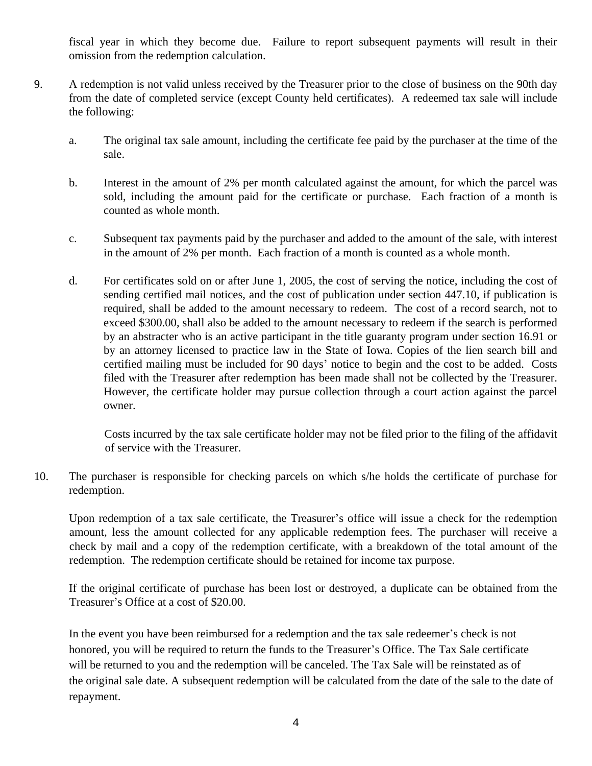fiscal year in which they become due. Failure to report subsequent payments will result in their omission from the redemption calculation.

9. A redemption is not valid unless received by the Treasurer prior to the close of business on the 90th day from the date of completed service (except County held certificates). A redeemed tax sale will include the following:

   a. The original tax sale amount, including the certificate fee paid by the purchaser at the time of the sale.

   b. Interest in the amount of 2% per month calculated against the amount, for which the parcel was sold, including the amount paid for the certificate or purchase. Each fraction of a month is counted as whole month.

   c. Subsequent tax payments paid by the purchaser and added to the amount of the sale, with interest in the amount of 2% per month. Each fraction of a month is counted as a whole month.

   d. For certificates sold on or after June 1, 2005, the cost of serving the notice, including the cost of sending certified mail notices, and the cost of publication under section 447.10, if publication is required, shall be added to the amount necessary to redeem. The cost of a record search, not to exceed $300.00, shall also be added to the amount necessary to redeem if the search is performed by an abstracter who is an active participant in the title guaranty program under section 16.91 or by an attorney licensed to practice law in the State of Iowa. Copies of the lien search bill and certified mailing must be included for 90 days' notice to begin and the cost to be added. Costs filed with the Treasurer after redemption has been made shall not be collected by the Treasurer. However, the certificate holder may pursue collection through a court action against the parcel owner.

      Costs incurred by the tax sale certificate holder may not be filed prior to the filing of the affidavit of service with the Treasurer.

10. The purchaser is responsible for checking parcels on which s/he holds the certificate of purchase for redemption.

    Upon redemption of a tax sale certificate, the Treasurer's office will issue a check for the redemption amount, less the amount collected for any applicable redemption fees. The purchaser will receive a check by mail and a copy of the redemption certificate, with a breakdown of the total amount of the redemption. The redemption certificate should be retained for income tax purpose.

    If the original certificate of purchase has been lost or destroyed, a duplicate can be obtained from the Treasurer's Office at a cost of $20.00.

    In the event you have been reimbursed for a redemption and the tax sale redeemer's check is not honored, you will be required to return the funds to the Treasurer's Office. The Tax Sale certificate will be returned to you and the redemption will be canceled. The Tax Sale will be reinstated as of the original sale date. A subsequent redemption will be calculated from the date of the sale to the date of repayment.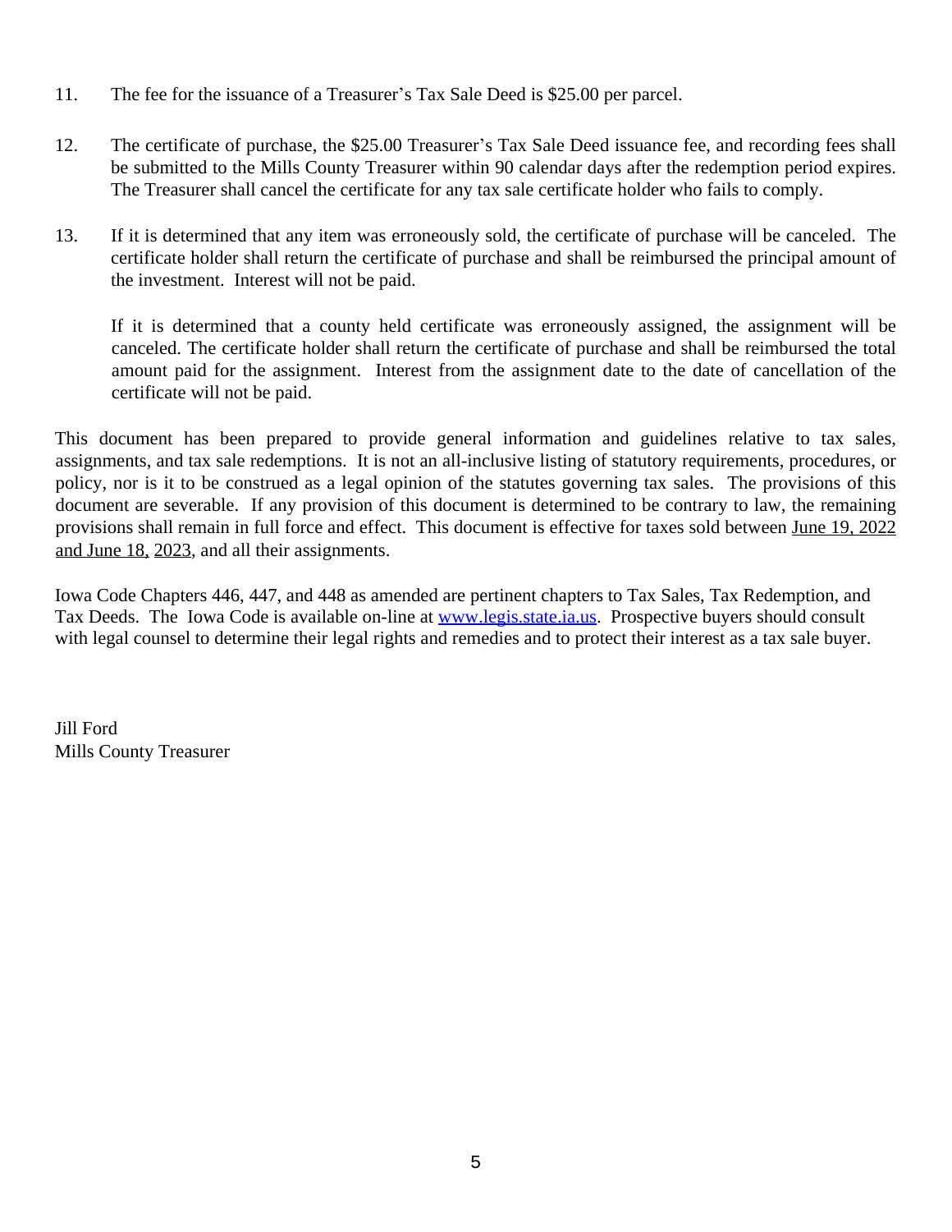11. The fee for the issuance of a Treasurer's Tax Sale Deed is $25.00 per parcel.

12. The certificate of purchase, the $25.00 Treasurer's Tax Sale Deed issuance fee, and recording fees shall be submitted to the Mills County Treasurer within 90 calendar days after the redemption period expires. The Treasurer shall cancel the certificate for any tax sale certificate holder who fails to comply.

13. If it is determined that any item was erroneously sold, the certificate of purchase will be canceled. The certificate holder shall return the certificate of purchase and shall be reimbursed the principal amount of the investment. Interest will not be paid.

    If it is determined that a county held certificate was erroneously assigned, the assignment will be canceled. The certificate holder shall return the certificate of purchase and shall be reimbursed the total amount paid for the assignment. Interest from the assignment date to the date of cancellation of the certificate will not be paid.

This document has been prepared to provide general information and guidelines relative to tax sales, assignments, and tax sale redemptions. It is not an all-inclusive listing of statutory requirements, procedures, or policy, nor is it to be construed as a legal opinion of the statutes governing tax sales. The provisions of this document are severable. If any provision of this document is determined to be contrary to law, the remaining provisions shall remain in full force and effect. This document is effective for taxes sold between June 19, 2022 and June 18, 2023, and all their assignments.

Iowa Code Chapters 446, 447, and 448 as amended are pertinent chapters to Tax Sales, Tax Redemption, and Tax Deeds. The Iowa Code is available on-line at [www.legis.state.ia.us](http://www.legis.state.ia.us). Prospective buyers should consult with legal counsel to determine their legal rights and remedies and to protect their interest as a tax sale buyer.

Jill Ford
Mills County Treasurer